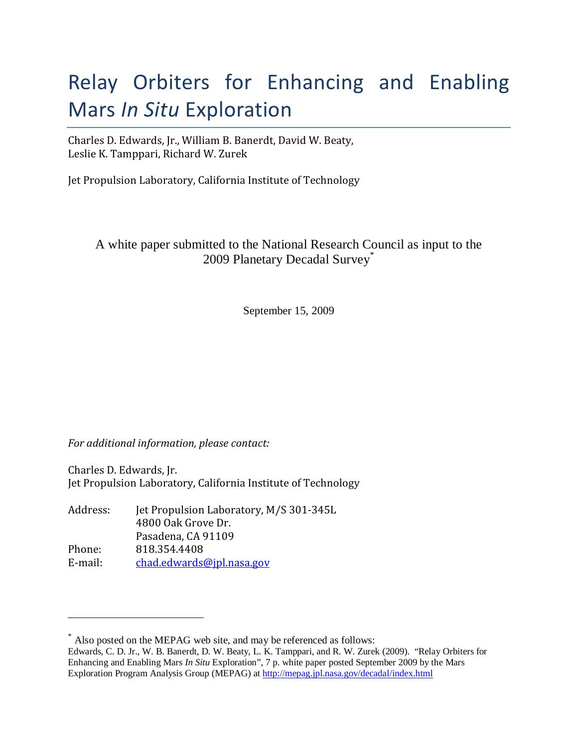# Relay Orbiters for Enhancing and Enabling Mars *In Situ* Exploration

Charles D. Edwards, Jr., William B. Banerdt, David W. Beaty,
Leslie K. Tamppari, Richard W. Zurek

Jet Propulsion Laboratory, California Institute of Technology

A white paper submitted to the National Research Council as input to the 2009 Planetary Decadal Survey*

September 15, 2009

*For additional information, please contact:*

Charles D. Edwards, Jr.
Jet Propulsion Laboratory, California Institute of Technology

Address: Jet Propulsion Laboratory, M/S 301-345L
4800 Oak Grove Dr.
Pasadena, CA 91109
Phone: 818.354.4408
E-mail: chad.edwards@jpl.nasa.gov

---

* Also posted on the MEPAG web site, and may be referenced as follows:
Edwards, C. D. Jr., W. B. Banerdt, D. W. Beaty, L. K. Tamppari, and R. W. Zurek (2009). "Relay Orbiters for Enhancing and Enabling Mars *In Situ* Exploration", 7 p. white paper posted September 2009 by the Mars Exploration Program Analysis Group (MEPAG) at http://mepag.jpl.nasa.gov/decadal/index.html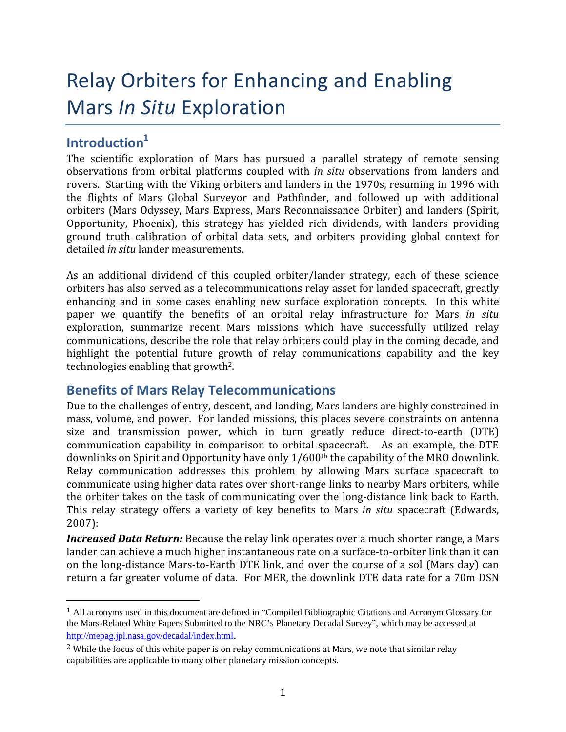# Relay Orbiters for Enhancing and Enabling Mars *In Situ* Exploration

## Introduction[1]

The scientific exploration of Mars has pursued a parallel strategy of remote sensing observations from orbital platforms coupled with *in situ* observations from landers and rovers. Starting with the Viking orbiters and landers in the 1970s, resuming in 1996 with the flights of Mars Global Surveyor and Pathfinder, and followed up with additional orbiters (Mars Odyssey, Mars Express, Mars Reconnaissance Orbiter) and landers (Spirit, Opportunity, Phoenix), this strategy has yielded rich dividends, with landers providing ground truth calibration of orbital data sets, and orbiters providing global context for detailed *in situ* lander measurements.

As an additional dividend of this coupled orbiter/lander strategy, each of these science orbiters has also served as a telecommunications relay asset for landed spacecraft, greatly enhancing and in some cases enabling new surface exploration concepts. In this white paper we quantify the benefits of an orbital relay infrastructure for Mars *in situ* exploration, summarize recent Mars missions which have successfully utilized relay communications, describe the role that relay orbiters could play in the coming decade, and highlight the potential future growth of relay communications capability and the key technologies enabling that growth[2].

## Benefits of Mars Relay Telecommunications

Due to the challenges of entry, descent, and landing, Mars landers are highly constrained in mass, volume, and power. For landed missions, this places severe constraints on antenna size and transmission power, which in turn greatly reduce direct-to-earth (DTE) communication capability in comparison to orbital spacecraft. As an example, the DTE downlinks on Spirit and Opportunity have only 1/600th the capability of the MRO downlink. Relay communication addresses this problem by allowing Mars surface spacecraft to communicate using higher data rates over short-range links to nearby Mars orbiters, while the orbiter takes on the task of communicating over the long-distance link back to Earth. This relay strategy offers a variety of key benefits to Mars *in situ* spacecraft (Edwards, 2007):

***Increased Data Return:*** Because the relay link operates over a much shorter range, a Mars lander can achieve a much higher instantaneous rate on a surface-to-orbiter link than it can on the long-distance Mars-to-Earth DTE link, and over the course of a sol (Mars day) can return a far greater volume of data. For MER, the downlink DTE data rate for a 70m DSN

[1] All acronyms used in this document are defined in "Compiled Bibliographic Citations and Acronym Glossary for the Mars-Related White Papers Submitted to the NRC's Planetary Decadal Survey", which may be accessed at http://mepag.jpl.nasa.gov/decadal/index.html.

[2] While the focus of this white paper is on relay communications at Mars, we note that similar relay capabilities are applicable to many other planetary mission concepts.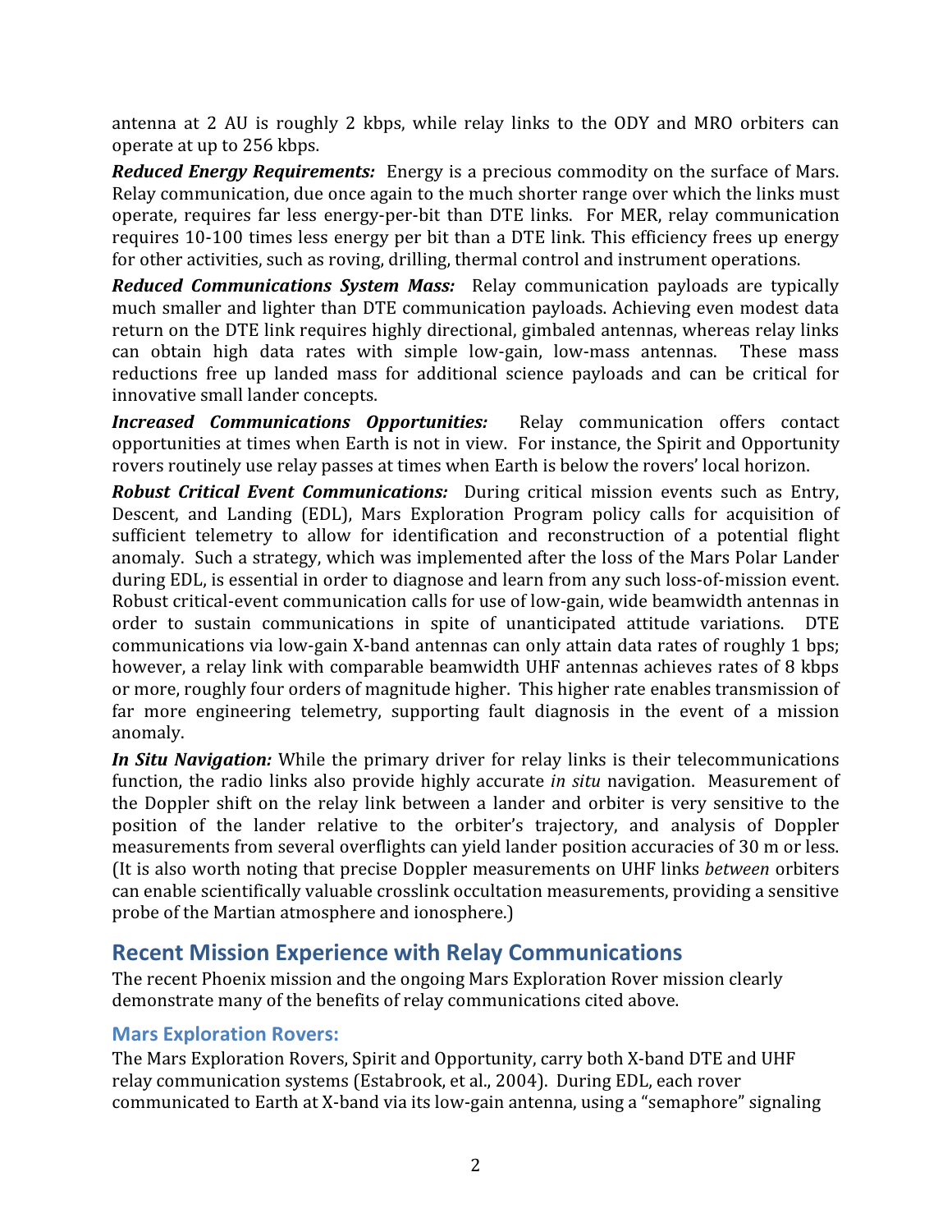antenna at 2 AU is roughly 2 kbps, while relay links to the ODY and MRO orbiters can operate at up to 256 kbps.

***Reduced Energy Requirements:*** Energy is a precious commodity on the surface of Mars. Relay communication, due once again to the much shorter range over which the links must operate, requires far less energy-per-bit than DTE links. For MER, relay communication requires 10-100 times less energy per bit than a DTE link. This efficiency frees up energy for other activities, such as roving, drilling, thermal control and instrument operations.

***Reduced Communications System Mass:*** Relay communication payloads are typically much smaller and lighter than DTE communication payloads. Achieving even modest data return on the DTE link requires highly directional, gimbaled antennas, whereas relay links can obtain high data rates with simple low-gain, low-mass antennas. These mass reductions free up landed mass for additional science payloads and can be critical for innovative small lander concepts.

***Increased Communications Opportunities:*** Relay communication offers contact opportunities at times when Earth is not in view. For instance, the Spirit and Opportunity rovers routinely use relay passes at times when Earth is below the rovers' local horizon.

***Robust Critical Event Communications:*** During critical mission events such as Entry, Descent, and Landing (EDL), Mars Exploration Program policy calls for acquisition of sufficient telemetry to allow for identification and reconstruction of a potential flight anomaly. Such a strategy, which was implemented after the loss of the Mars Polar Lander during EDL, is essential in order to diagnose and learn from any such loss-of-mission event. Robust critical-event communication calls for use of low-gain, wide beamwidth antennas in order to sustain communications in spite of unanticipated attitude variations. DTE communications via low-gain X-band antennas can only attain data rates of roughly 1 bps; however, a relay link with comparable beamwidth UHF antennas achieves rates of 8 kbps or more, roughly four orders of magnitude higher. This higher rate enables transmission of far more engineering telemetry, supporting fault diagnosis in the event of a mission anomaly.

***In Situ Navigation:*** While the primary driver for relay links is their telecommunications function, the radio links also provide highly accurate *in situ* navigation. Measurement of the Doppler shift on the relay link between a lander and orbiter is very sensitive to the position of the lander relative to the orbiter's trajectory, and analysis of Doppler measurements from several overflights can yield lander position accuracies of 30 m or less. (It is also worth noting that precise Doppler measurements on UHF links *between* orbiters can enable scientifically valuable crosslink occultation measurements, providing a sensitive probe of the Martian atmosphere and ionosphere.)

## Recent Mission Experience with Relay Communications

The recent Phoenix mission and the ongoing Mars Exploration Rover mission clearly demonstrate many of the benefits of relay communications cited above.

### Mars Exploration Rovers:

The Mars Exploration Rovers, Spirit and Opportunity, carry both X-band DTE and UHF relay communication systems (Estabrook, et al., 2004). During EDL, each rover communicated to Earth at X-band via its low-gain antenna, using a "semaphore" signaling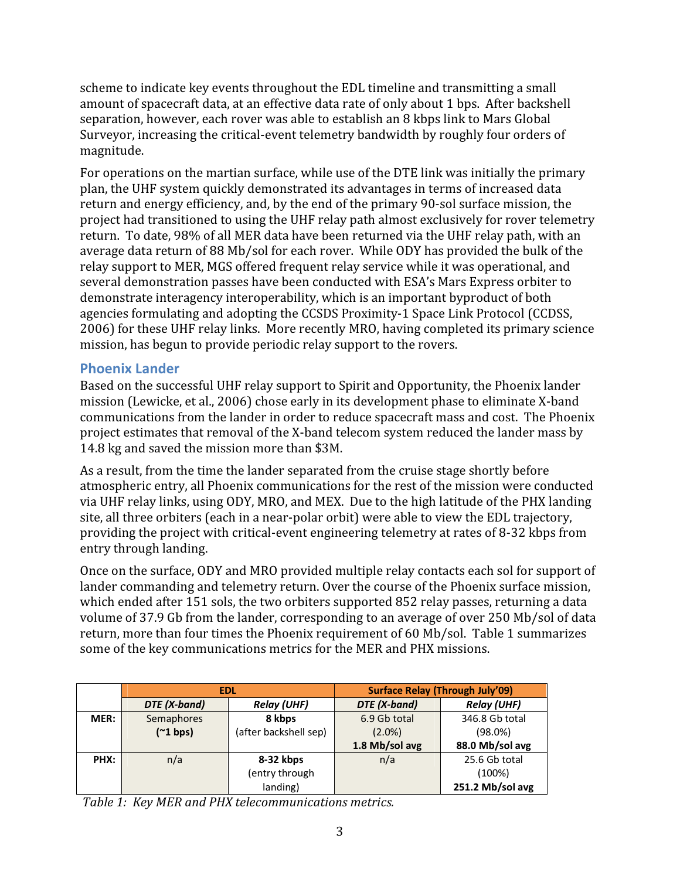scheme to indicate key events throughout the EDL timeline and transmitting a small amount of spacecraft data, at an effective data rate of only about 1 bps. After backshell separation, however, each rover was able to establish an 8 kbps link to Mars Global Surveyor, increasing the critical-event telemetry bandwidth by roughly four orders of magnitude.

For operations on the martian surface, while use of the DTE link was initially the primary plan, the UHF system quickly demonstrated its advantages in terms of increased data return and energy efficiency, and, by the end of the primary 90-sol surface mission, the project had transitioned to using the UHF relay path almost exclusively for rover telemetry return. To date, 98% of all MER data have been returned via the UHF relay path, with an average data return of 88 Mb/sol for each rover. While ODY has provided the bulk of the relay support to MER, MGS offered frequent relay service while it was operational, and several demonstration passes have been conducted with ESA's Mars Express orbiter to demonstrate interagency interoperability, which is an important byproduct of both agencies formulating and adopting the CCSDS Proximity-1 Space Link Protocol (CCDSS, 2006) for these UHF relay links. More recently MRO, having completed its primary science mission, has begun to provide periodic relay support to the rovers.

## Phoenix Lander

Based on the successful UHF relay support to Spirit and Opportunity, the Phoenix lander mission (Lewicke, et al., 2006) chose early in its development phase to eliminate X-band communications from the lander in order to reduce spacecraft mass and cost. The Phoenix project estimates that removal of the X-band telecom system reduced the lander mass by 14.8 kg and saved the mission more than $3M.

As a result, from the time the lander separated from the cruise stage shortly before atmospheric entry, all Phoenix communications for the rest of the mission were conducted via UHF relay links, using ODY, MRO, and MEX. Due to the high latitude of the PHX landing site, all three orbiters (each in a near-polar orbit) were able to view the EDL trajectory, providing the project with critical-event engineering telemetry at rates of 8-32 kbps from entry through landing.

Once on the surface, ODY and MRO provided multiple relay contacts each sol for support of lander commanding and telemetry return. Over the course of the Phoenix surface mission, which ended after 151 sols, the two orbiters supported 852 relay passes, returning a data volume of 37.9 Gb from the lander, corresponding to an average of over 250 Mb/sol of data return, more than four times the Phoenix requirement of 60 Mb/sol. Table 1 summarizes some of the key communications metrics for the MER and PHX missions.

| | **EDL** | | **Surface Relay (Through July'09)** | |
|---|---|---|---|---|
| | ***DTE (X-band)*** | ***Relay (UHF)*** | ***DTE (X-band)*** | ***Relay (UHF)*** |
| **MER:** | Semaphores **(~1 bps)** | **8 kbps** (after backshell sep) | 6.9 Gb total (2.0%) **1.8 Mb/sol avg** | 346.8 Gb total (98.0%) **88.0 Mb/sol avg** |
| **PHX:** | n/a | **8-32 kbps** (entry through landing) | n/a | 25.6 Gb total (100%) **251.2 Mb/sol avg** |

*Table 1: Key MER and PHX telecommunications metrics.*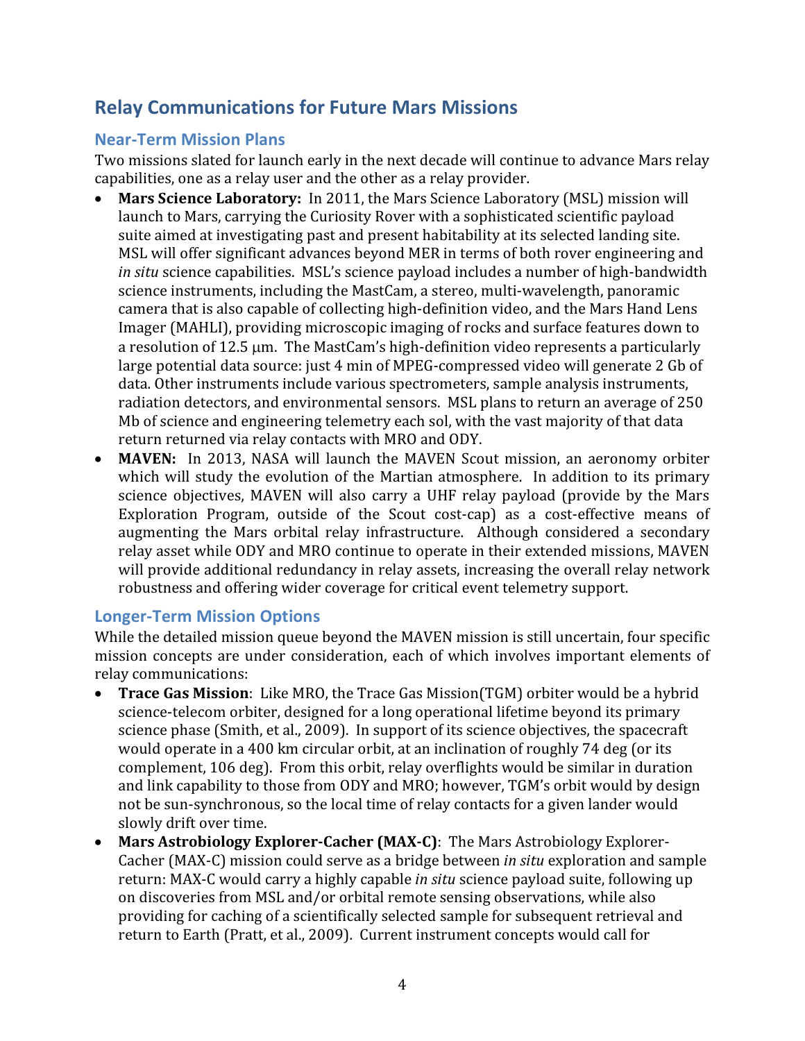## Relay Communications for Future Mars Missions

### Near-Term Mission Plans

Two missions slated for launch early in the next decade will continue to advance Mars relay capabilities, one as a relay user and the other as a relay provider.

- **Mars Science Laboratory:** In 2011, the Mars Science Laboratory (MSL) mission will launch to Mars, carrying the Curiosity Rover with a sophisticated scientific payload suite aimed at investigating past and present habitability at its selected landing site. MSL will offer significant advances beyond MER in terms of both rover engineering and *in situ* science capabilities. MSL's science payload includes a number of high-bandwidth science instruments, including the MastCam, a stereo, multi-wavelength, panoramic camera that is also capable of collecting high-definition video, and the Mars Hand Lens Imager (MAHLI), providing microscopic imaging of rocks and surface features down to a resolution of 12.5 μm. The MastCam's high-definition video represents a particularly large potential data source: just 4 min of MPEG-compressed video will generate 2 Gb of data. Other instruments include various spectrometers, sample analysis instruments, radiation detectors, and environmental sensors. MSL plans to return an average of 250 Mb of science and engineering telemetry each sol, with the vast majority of that data return returned via relay contacts with MRO and ODY.
- **MAVEN:** In 2013, NASA will launch the MAVEN Scout mission, an aeronomy orbiter which will study the evolution of the Martian atmosphere. In addition to its primary science objectives, MAVEN will also carry a UHF relay payload (provide by the Mars Exploration Program, outside of the Scout cost-cap) as a cost-effective means of augmenting the Mars orbital relay infrastructure. Although considered a secondary relay asset while ODY and MRO continue to operate in their extended missions, MAVEN will provide additional redundancy in relay assets, increasing the overall relay network robustness and offering wider coverage for critical event telemetry support.

### Longer-Term Mission Options

While the detailed mission queue beyond the MAVEN mission is still uncertain, four specific mission concepts are under consideration, each of which involves important elements of relay communications:

- **Trace Gas Mission**: Like MRO, the Trace Gas Mission(TGM) orbiter would be a hybrid science-telecom orbiter, designed for a long operational lifetime beyond its primary science phase (Smith, et al., 2009). In support of its science objectives, the spacecraft would operate in a 400 km circular orbit, at an inclination of roughly 74 deg (or its complement, 106 deg). From this orbit, relay overflights would be similar in duration and link capability to those from ODY and MRO; however, TGM's orbit would by design not be sun-synchronous, so the local time of relay contacts for a given lander would slowly drift over time.
- **Mars Astrobiology Explorer-Cacher (MAX-C)**: The Mars Astrobiology Explorer-Cacher (MAX-C) mission could serve as a bridge between *in situ* exploration and sample return: MAX-C would carry a highly capable *in situ* science payload suite, following up on discoveries from MSL and/or orbital remote sensing observations, while also providing for caching of a scientifically selected sample for subsequent retrieval and return to Earth (Pratt, et al., 2009). Current instrument concepts would call for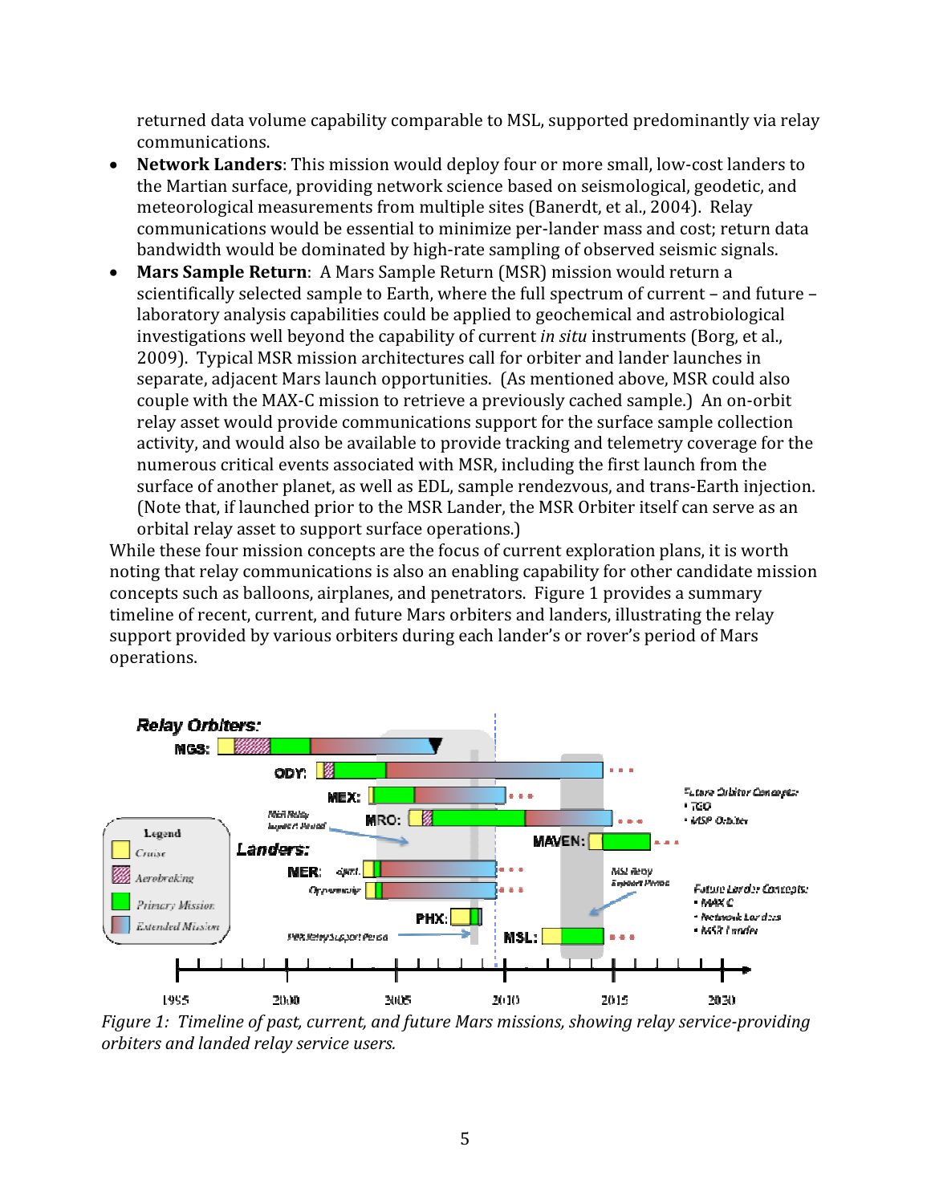returned data volume capability comparable to MSL, supported predominantly via relay communications.

- **Network Landers**: This mission would deploy four or more small, low-cost landers to the Martian surface, providing network science based on seismological, geodetic, and meteorological measurements from multiple sites (Banerdt, et al., 2004). Relay communications would be essential to minimize per-lander mass and cost; return data bandwidth would be dominated by high-rate sampling of observed seismic signals.
- **Mars Sample Return**: A Mars Sample Return (MSR) mission would return a scientifically selected sample to Earth, where the full spectrum of current – and future – laboratory analysis capabilities could be applied to geochemical and astrobiological investigations well beyond the capability of current *in situ* instruments (Borg, et al., 2009). Typical MSR mission architectures call for orbiter and lander launches in separate, adjacent Mars launch opportunities. (As mentioned above, MSR could also couple with the MAX-C mission to retrieve a previously cached sample.) An on-orbit relay asset would provide communications support for the surface sample collection activity, and would also be available to provide tracking and telemetry coverage for the numerous critical events associated with MSR, including the first launch from the surface of another planet, as well as EDL, sample rendezvous, and trans-Earth injection. (Note that, if launched prior to the MSR Lander, the MSR Orbiter itself can serve as an orbital relay asset to support surface operations.)

While these four mission concepts are the focus of current exploration plans, it is worth noting that relay communications is also an enabling capability for other candidate mission concepts such as balloons, airplanes, and penetrators. Figure 1 provides a summary timeline of recent, current, and future Mars orbiters and landers, illustrating the relay support provided by various orbiters during each lander's or rover's period of Mars operations.

*Figure 1: Timeline of past, current, and future Mars missions, showing relay service-providing orbiters and landed relay service users.*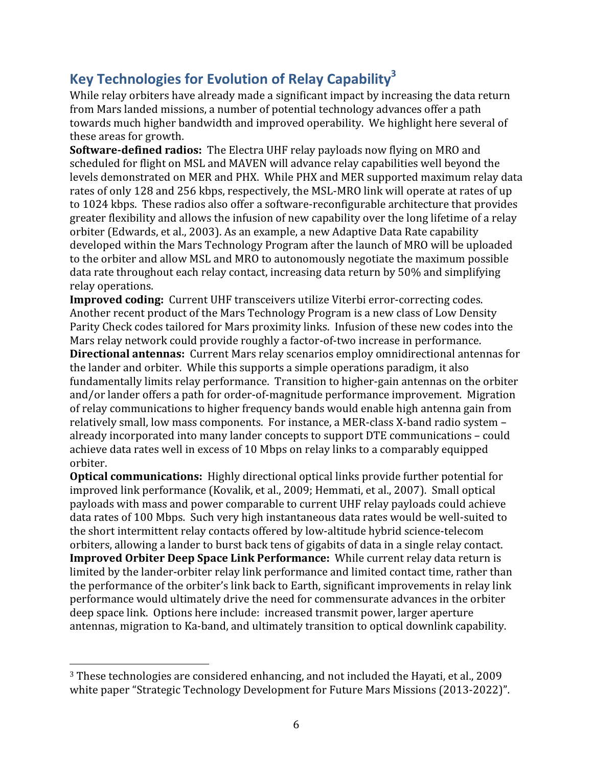## Key Technologies for Evolution of Relay Capability[3]

While relay orbiters have already made a significant impact by increasing the data return from Mars landed missions, a number of potential technology advances offer a path towards much higher bandwidth and improved operability. We highlight here several of these areas for growth.

**Software-defined radios:** The Electra UHF relay payloads now flying on MRO and scheduled for flight on MSL and MAVEN will advance relay capabilities well beyond the levels demonstrated on MER and PHX. While PHX and MER supported maximum relay data rates of only 128 and 256 kbps, respectively, the MSL-MRO link will operate at rates of up to 1024 kbps. These radios also offer a software-reconfigurable architecture that provides greater flexibility and allows the infusion of new capability over the long lifetime of a relay orbiter (Edwards, et al., 2003). As an example, a new Adaptive Data Rate capability developed within the Mars Technology Program after the launch of MRO will be uploaded to the orbiter and allow MSL and MRO to autonomously negotiate the maximum possible data rate throughout each relay contact, increasing data return by 50% and simplifying relay operations.

**Improved coding:** Current UHF transceivers utilize Viterbi error-correcting codes. Another recent product of the Mars Technology Program is a new class of Low Density Parity Check codes tailored for Mars proximity links. Infusion of these new codes into the Mars relay network could provide roughly a factor-of-two increase in performance.

**Directional antennas:** Current Mars relay scenarios employ omnidirectional antennas for the lander and orbiter. While this supports a simple operations paradigm, it also fundamentally limits relay performance. Transition to higher-gain antennas on the orbiter and/or lander offers a path for order-of-magnitude performance improvement. Migration of relay communications to higher frequency bands would enable high antenna gain from relatively small, low mass components. For instance, a MER-class X-band radio system – already incorporated into many lander concepts to support DTE communications – could achieve data rates well in excess of 10 Mbps on relay links to a comparably equipped orbiter.

**Optical communications:** Highly directional optical links provide further potential for improved link performance (Kovalik, et al., 2009; Hemmati, et al., 2007). Small optical payloads with mass and power comparable to current UHF relay payloads could achieve data rates of 100 Mbps. Such very high instantaneous data rates would be well-suited to the short intermittent relay contacts offered by low-altitude hybrid science-telecom orbiters, allowing a lander to burst back tens of gigabits of data in a single relay contact.

**Improved Orbiter Deep Space Link Performance:** While current relay data return is limited by the lander-orbiter relay link performance and limited contact time, rather than the performance of the orbiter's link back to Earth, significant improvements in relay link performance would ultimately drive the need for commensurate advances in the orbiter deep space link. Options here include: increased transmit power, larger aperture antennas, migration to Ka-band, and ultimately transition to optical downlink capability.

---

[3] These technologies are considered enhancing, and not included the Hayati, et al., 2009 white paper "Strategic Technology Development for Future Mars Missions (2013-2022)".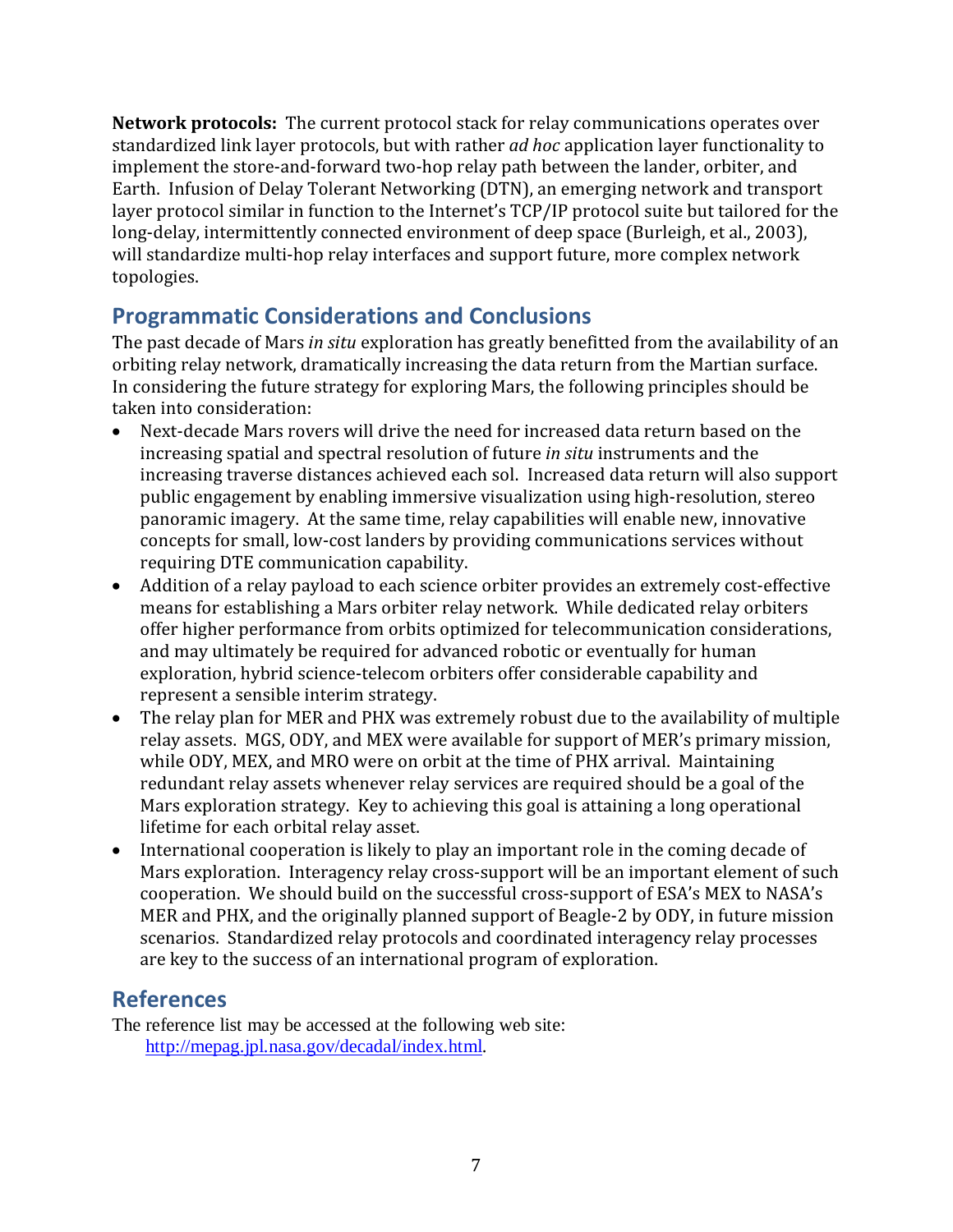**Network protocols:** The current protocol stack for relay communications operates over standardized link layer protocols, but with rather *ad hoc* application layer functionality to implement the store-and-forward two-hop relay path between the lander, orbiter, and Earth. Infusion of Delay Tolerant Networking (DTN), an emerging network and transport layer protocol similar in function to the Internet's TCP/IP protocol suite but tailored for the long-delay, intermittently connected environment of deep space (Burleigh, et al., 2003), will standardize multi-hop relay interfaces and support future, more complex network topologies.

## Programmatic Considerations and Conclusions

The past decade of Mars *in situ* exploration has greatly benefitted from the availability of an orbiting relay network, dramatically increasing the data return from the Martian surface. In considering the future strategy for exploring Mars, the following principles should be taken into consideration:

- Next-decade Mars rovers will drive the need for increased data return based on the increasing spatial and spectral resolution of future *in situ* instruments and the increasing traverse distances achieved each sol. Increased data return will also support public engagement by enabling immersive visualization using high-resolution, stereo panoramic imagery. At the same time, relay capabilities will enable new, innovative concepts for small, low-cost landers by providing communications services without requiring DTE communication capability.
- Addition of a relay payload to each science orbiter provides an extremely cost-effective means for establishing a Mars orbiter relay network. While dedicated relay orbiters offer higher performance from orbits optimized for telecommunication considerations, and may ultimately be required for advanced robotic or eventually for human exploration, hybrid science-telecom orbiters offer considerable capability and represent a sensible interim strategy.
- The relay plan for MER and PHX was extremely robust due to the availability of multiple relay assets. MGS, ODY, and MEX were available for support of MER's primary mission, while ODY, MEX, and MRO were on orbit at the time of PHX arrival. Maintaining redundant relay assets whenever relay services are required should be a goal of the Mars exploration strategy. Key to achieving this goal is attaining a long operational lifetime for each orbital relay asset.
- International cooperation is likely to play an important role in the coming decade of Mars exploration. Interagency relay cross-support will be an important element of such cooperation. We should build on the successful cross-support of ESA's MEX to NASA's MER and PHX, and the originally planned support of Beagle-2 by ODY, in future mission scenarios. Standardized relay protocols and coordinated interagency relay processes are key to the success of an international program of exploration.

## References

The reference list may be accessed at the following web site:
http://mepag.jpl.nasa.gov/decadal/index.html.